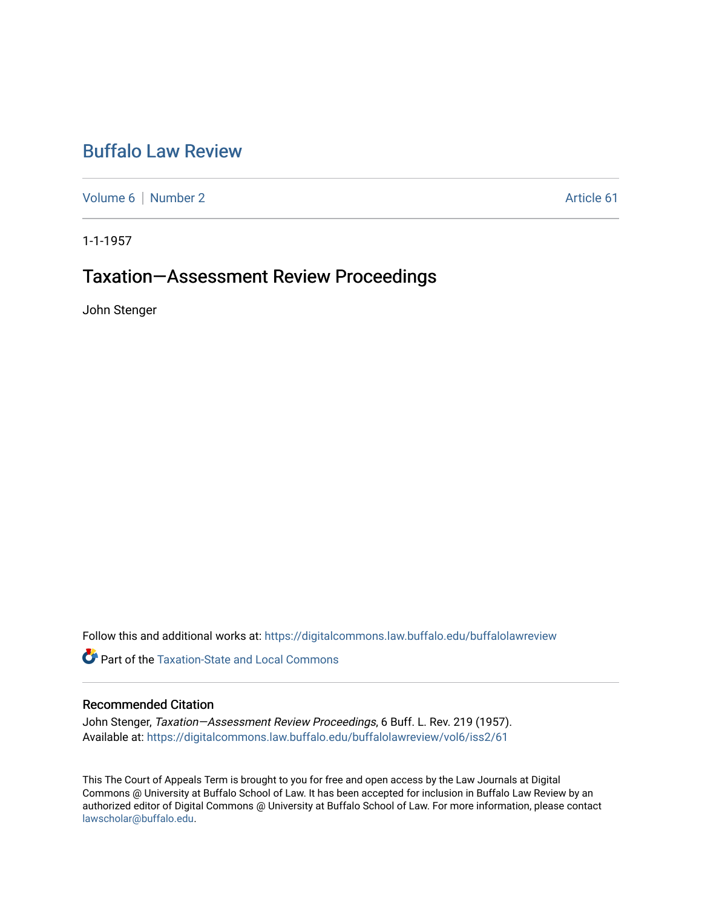# Buffalo Law Review

Volume 6 | Number 2 | Article 61

1-1-1957

## Taxation—Assessment Review Proceedings

John Stenger

Follow this and additional works at: https://digitalcommons.law.buffalo.edu/buffalolawreview

Part of the Taxation-State and Local Commons

### Recommended Citation

John Stenger, *Taxation—Assessment Review Proceedings*, 6 Buff. L. Rev. 219 (1957).
Available at: https://digitalcommons.law.buffalo.edu/buffalolawreview/vol6/iss2/61

This The Court of Appeals Term is brought to you for free and open access by the Law Journals at Digital Commons @ University at Buffalo School of Law. It has been accepted for inclusion in Buffalo Law Review by an authorized editor of Digital Commons @ University at Buffalo School of Law. For more information, please contact lawscholar@buffalo.edu.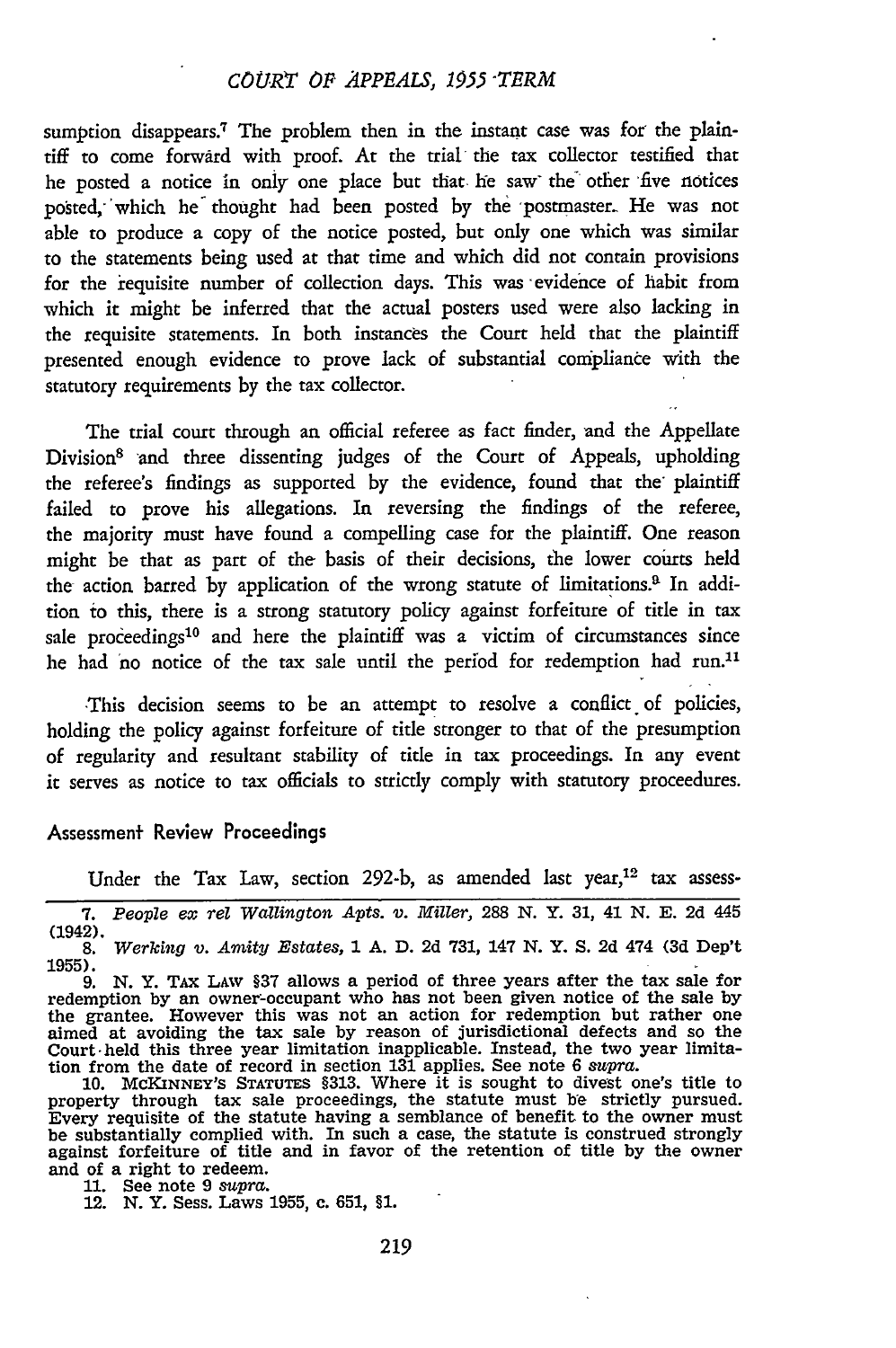sumption disappears.[7] The problem then in the instant case was for the plaintiff to come forward with proof. At the trial the tax collector testified that he posted a notice in only one place but that he saw the other five notices posted, which he thought had been posted by the postmaster. He was not able to produce a copy of the notice posted, but only one which was similar to the statements being used at that time and which did not contain provisions for the requisite number of collection days. This was evidence of habit from which it might be inferred that the actual posters used were also lacking in the requisite statements. In both instances the Court held that the plaintiff presented enough evidence to prove lack of substantial compliance with the statutory requirements by the tax collector.

The trial court through an official referee as fact finder, and the Appellate Division[8] and three dissenting judges of the Court of Appeals, upholding the referee's findings as supported by the evidence, found that the plaintiff failed to prove his allegations. In reversing the findings of the referee, the majority must have found a compelling case for the plaintiff. One reason might be that as part of the basis of their decisions, the lower courts held the action barred by application of the wrong statute of limitations.[9] In addition to this, there is a strong statutory policy against forfeiture of title in tax sale proceedings[10] and here the plaintiff was a victim of circumstances since he had no notice of the tax sale until the period for redemption had run.[11]

This decision seems to be an attempt to resolve a conflict of policies, holding the policy against forfeiture of title stronger to that of the presumption of regularity and resultant stability of title in tax proceedings. In any event it serves as notice to tax officials to strictly comply with statutory proceedures.

### Assessment Review Proceedings

Under the Tax Law, section 292-b, as amended last year,[12] tax assess-

---

7. *People ex rel Wallington Apts. v. Miller*, 288 N. Y. 31, 41 N. E. 2d 445 (1942).

8. *Werking v. Amity Estates*, 1 A. D. 2d 731, 147 N. Y. S. 2d 474 (3d Dep't 1955).

9. N. Y. TAX LAW §37 allows a period of three years after the tax sale for redemption by an owner-occupant who has not been given notice of the sale by the grantee. However this was not an action for redemption but rather one aimed at avoiding the tax sale by reason of jurisdictional defects and so the Court held this three year limitation inapplicable. Instead, the two year limitation from the date of record in section 131 applies. See note 6 *supra*.

10. MCKINNEY'S STATUTES §313. Where it is sought to divest one's title to property through tax sale proceedings, the statute must be strictly pursued. Every requisite of the statute having a semblance of benefit to the owner must be substantially complied with. In such a case, the statute is construed strongly against forfeiture of title and in favor of the retention of title by the owner and of a right to redeem.

11. See note 9 *supra*.

12. N. Y. Sess. Laws 1955, c. 651, §1.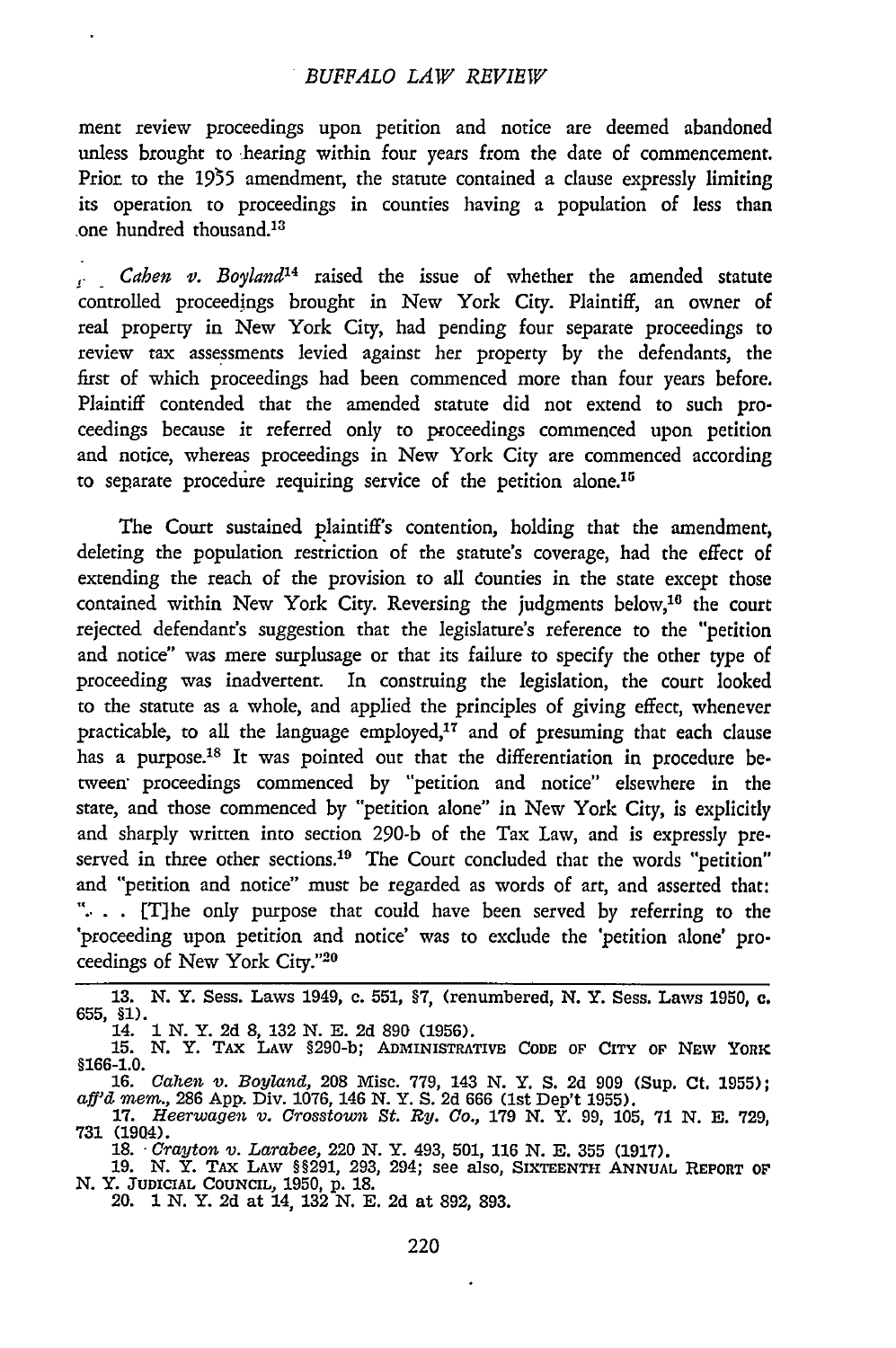ment review proceedings upon petition and notice are deemed abandoned unless brought to hearing within four years from the date of commencement. Prior to the 1955 amendment, the statute contained a clause expressly limiting its operation to proceedings in counties having a population of less than one hundred thousand.[13]

*Cahen v. Boyland*[14] raised the issue of whether the amended statute controlled proceedings brought in New York City. Plaintiff, an owner of real property in New York City, had pending four separate proceedings to review tax assessments levied against her property by the defendants, the first of which proceedings had been commenced more than four years before. Plaintiff contended that the amended statute did not extend to such proceedings because it referred only to proceedings commenced upon petition and notice, whereas proceedings in New York City are commenced according to separate procedure requiring service of the petition alone.[15]

The Court sustained plaintiff's contention, holding that the amendment, deleting the population restriction of the statute's coverage, had the effect of extending the reach of the provision to all counties in the state except those contained within New York City. Reversing the judgments below,[16] the court rejected defendant's suggestion that the legislature's reference to the "petition and notice" was mere surplusage or that its failure to specify the other type of proceeding was inadvertent. In construing the legislation, the court looked to the statute as a whole, and applied the principles of giving effect, whenever practicable, to all the language employed,[17] and of presuming that each clause has a purpose.[18] It was pointed out that the differentiation in procedure between proceedings commenced by "petition and notice" elsewhere in the state, and those commenced by "petition alone" in New York City, is explicitly and sharply written into section 290-b of the Tax Law, and is expressly preserved in three other sections.[19] The Court concluded that the words "petition" and "petition and notice" must be regarded as words of art, and asserted that: ". . . [T]he only purpose that could have been served by referring to the 'proceeding upon petition and notice' was to exclude the 'petition alone' proceedings of New York City."[20]

---

13. N. Y. Sess. Laws 1949, c. 551, §7, (renumbered, N. Y. Sess. Laws 1950, c. 655, §1).
14. 1 N. Y. 2d 8, 132 N. E. 2d 890 (1956).
15. N. Y. TAX LAW §290-b; ADMINISTRATIVE CODE OF CITY OF NEW YORK §166-1.0.
16. *Cahen v. Boyland*, 208 Misc. 779, 143 N. Y. S. 2d 909 (Sup. Ct. 1955); *aff'd mem.*, 286 App. Div. 1076, 146 N. Y. S. 2d 666 (1st Dep't 1955).
17. *Heerwagen v. Crosstown St. Ry. Co.*, 179 N. Y. 99, 105, 71 N. E. 729, 731 (1904).
18. *Crayton v. Larabee*, 220 N. Y. 493, 501, 116 N. E. 355 (1917).
19. N. Y. TAX LAW §§291, 293, 294; see also, SIXTEENTH ANNUAL REPORT OF N. Y. JUDICIAL COUNCIL, 1950, p. 18.
20. 1 N. Y. 2d at 14, 132 N. E. 2d at 892, 893.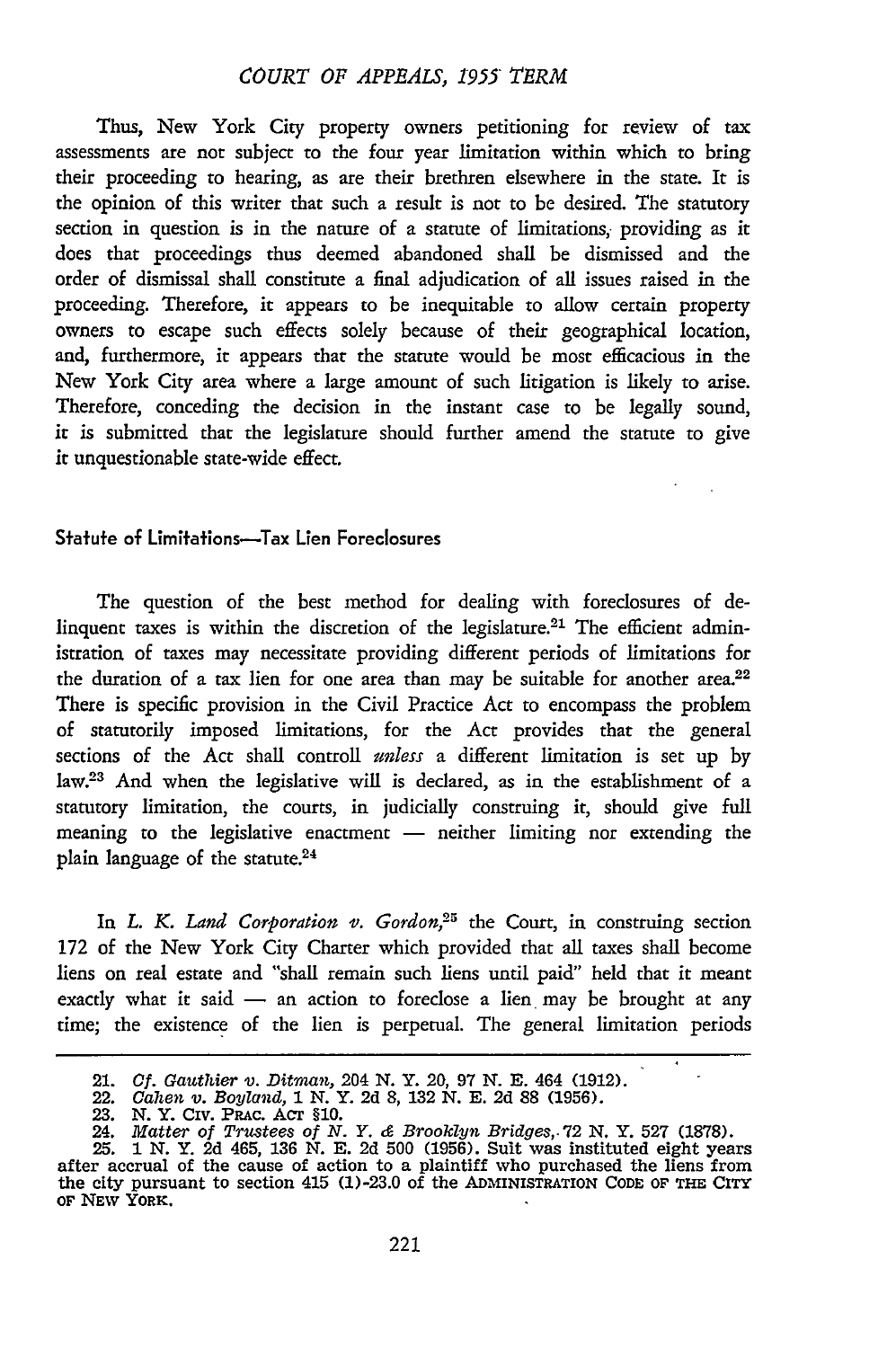Thus, New York City property owners petitioning for review of tax assessments are not subject to the four year limitation within which to bring their proceeding to hearing, as are their brethren elsewhere in the state. It is the opinion of this writer that such a result is not to be desired. The statutory section in question is in the nature of a statute of limitations, providing as it does that proceedings thus deemed abandoned shall be dismissed and the order of dismissal shall constitute a final adjudication of all issues raised in the proceeding. Therefore, it appears to be inequitable to allow certain property owners to escape such effects solely because of their geographical location, and, furthermore, it appears that the statute would be most efficacious in the New York City area where a large amount of such litigation is likely to arise. Therefore, conceding the decision in the instant case to be legally sound, it is submitted that the legislature should further amend the statute to give it unquestionable state-wide effect.

### Statute of Limitations—Tax Lien Foreclosures

The question of the best method for dealing with foreclosures of delinquent taxes is within the discretion of the legislature.[21] The efficient administration of taxes may necessitate providing different periods of limitations for the duration of a tax lien for one area than may be suitable for another area.[22] There is specific provision in the Civil Practice Act to encompass the problem of statutorily imposed limitations, for the Act provides that the general sections of the Act shall controll *unless* a different limitation is set up by law.[23] And when the legislative will is declared, as in the establishment of a statutory limitation, the courts, in judicially construing it, should give full meaning to the legislative enactment — neither limiting nor extending the plain language of the statute.[24]

In *L. K. Land Corporation v. Gordon*,[25] the Court, in construing section 172 of the New York City Charter which provided that all taxes shall become liens on real estate and "shall remain such liens until paid" held that it meant exactly what it said — an action to foreclose a lien may be brought at any time; the existence of the lien is perpetual. The general limitation periods

---

21. *Cf. Gauthier v. Ditman*, 204 N. Y. 20, 97 N. E. 464 (1912).
22. *Cahen v. Boyland*, 1 N. Y. 2d 8, 132 N. E. 2d 88 (1956).
23. N. Y. CIV. PRAC. ACT §10.
24. *Matter of Trustees of N. Y. & Brooklyn Bridges*, 72 N. Y. 527 (1878).
25. 1 N. Y. 2d 465, 136 N. E. 2d 500 (1956). Suit was instituted eight years after accrual of the cause of action to a plaintiff who purchased the liens from the city pursuant to section 415 (1)-23.0 of the ADMINISTRATION CODE OF THE CITY OF NEW YORK.